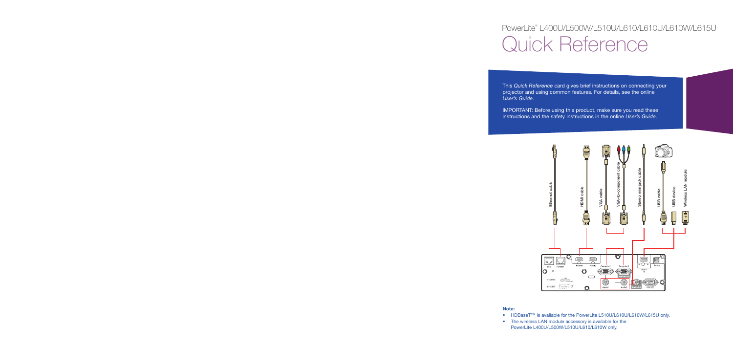PowerLite® L400U/L500W/L510U/L610/L610U/L610W/L615U

# Quick Reference

This *Quick Reference* card gives brief instructions on connecting your projector and using common features. For details, see the online *User's Guide*.

IMPORTANT: Before using this product, make sure you read these instructions and the safety instructions in the online *User's Guide*.

Ethernet cable

HDMI cable

VGA cable

VGA-to-component cable

Stereo mini jack cable

USB cable

USB device

Wireless LAN module

**Note:**

- HDBaseT™ is available for the PowerLite L510U/L610U/L610W/L615U only.
- The wireless LAN module accessory is available for the PowerLite L400U/L500W/L510U/L610/L610W only.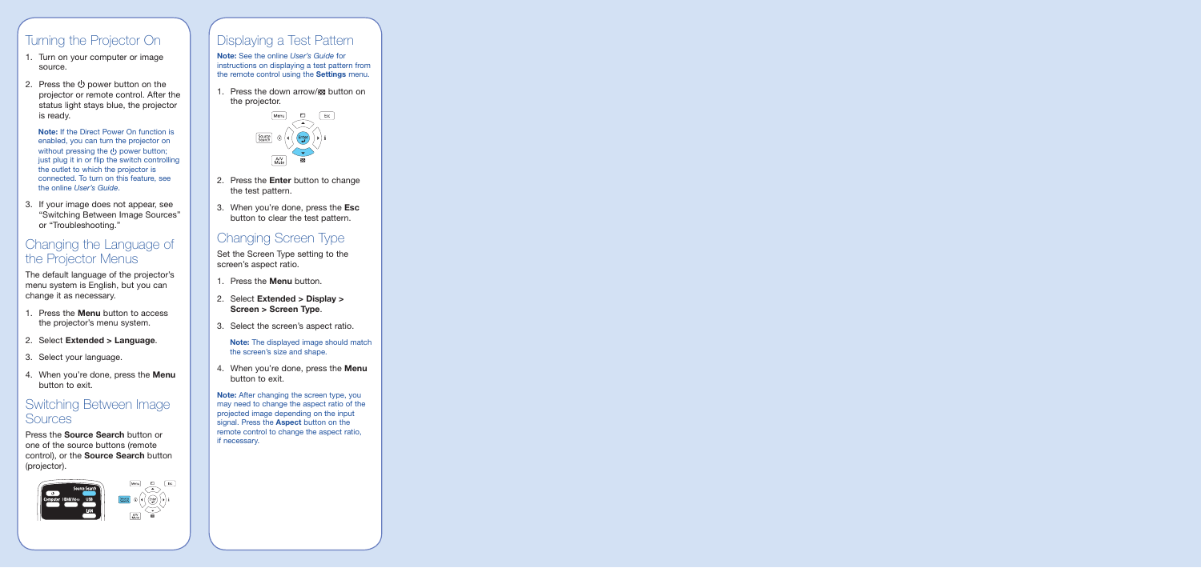## Turning the Projector On

1. Turn on your computer or image source.
2. Press the ⏻ power button on the projector or remote control. After the status light stays blue, the projector is ready.

   **Note:** If the Direct Power On function is enabled, you can turn the projector on without pressing the ⏻ power button; just plug it in or flip the switch controlling the outlet to which the projector is connected. To turn on this feature, see the online *User's Guide*.

3. If your image does not appear, see "Switching Between Image Sources" or "Troubleshooting."

## Changing the Language of the Projector Menus

The default language of the projector's menu system is English, but you can change it as necessary.

1. Press the **Menu** button to access the projector's menu system.
2. Select **Extended > Language**.
3. Select your language.
4. When you're done, press the **Menu** button to exit.

## Switching Between Image Sources

Press the **Source Search** button or one of the source buttons (remote control), or the **Source Search** button (projector).

## Displaying a Test Pattern

**Note:** See the online *User's Guide* for instructions on displaying a test pattern from the remote control using the **Settings** menu.

1. Press the down arrow/⊠ button on the projector.
2. Press the **Enter** button to change the test pattern.
3. When you're done, press the **Esc** button to clear the test pattern.

## Changing Screen Type

Set the Screen Type setting to the screen's aspect ratio.

1. Press the **Menu** button.
2. Select **Extended > Display > Screen > Screen Type**.
3. Select the screen's aspect ratio.

   **Note:** The displayed image should match the screen's size and shape.

4. When you're done, press the **Menu** button to exit.

**Note:** After changing the screen type, you may need to change the aspect ratio of the projected image depending on the input signal. Press the **Aspect** button on the remote control to change the aspect ratio, if necessary.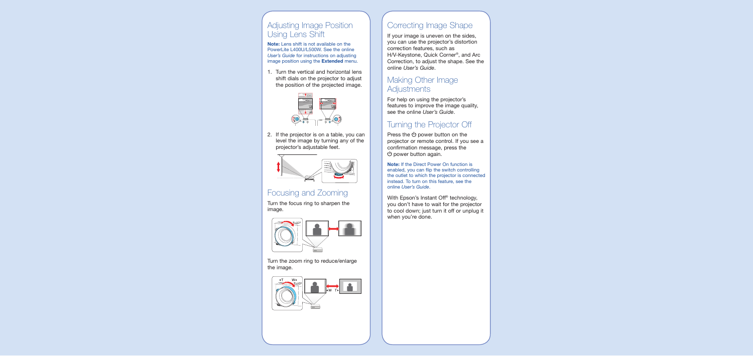## Adjusting Image Position Using Lens Shift

**Note:** Lens shift is not available on the PowerLite L400U/L500W. See the online *User's Guide* for instructions on adjusting image position using the **Extended** menu.

1. Turn the vertical and horizontal lens shift dials on the projector to adjust the position of the projected image.

2. If the projector is on a table, you can level the image by turning any of the projector's adjustable feet.

## Focusing and Zooming

Turn the focus ring to sharpen the image.

Turn the zoom ring to reduce/enlarge the image.

## Correcting Image Shape

If your image is uneven on the sides, you can use the projector's distortion correction features, such as H/V-Keystone, Quick Corner®, and Arc Correction, to adjust the shape. See the online *User's Guide*.

## Making Other Image Adjustments

For help on using the projector's features to improve the image quality, see the online *User's Guide*.

## Turning the Projector Off

Press the ⏻ power button on the projector or remote control. If you see a confirmation message, press the ⏻ power button again.

**Note:** If the Direct Power On function is enabled, you can flip the switch controlling the outlet to which the projector is connected instead. To turn on this feature, see the online *User's Guide*.

With Epson's Instant Off® technology, you don't have to wait for the projector to cool down; just turn it off or unplug it when you're done.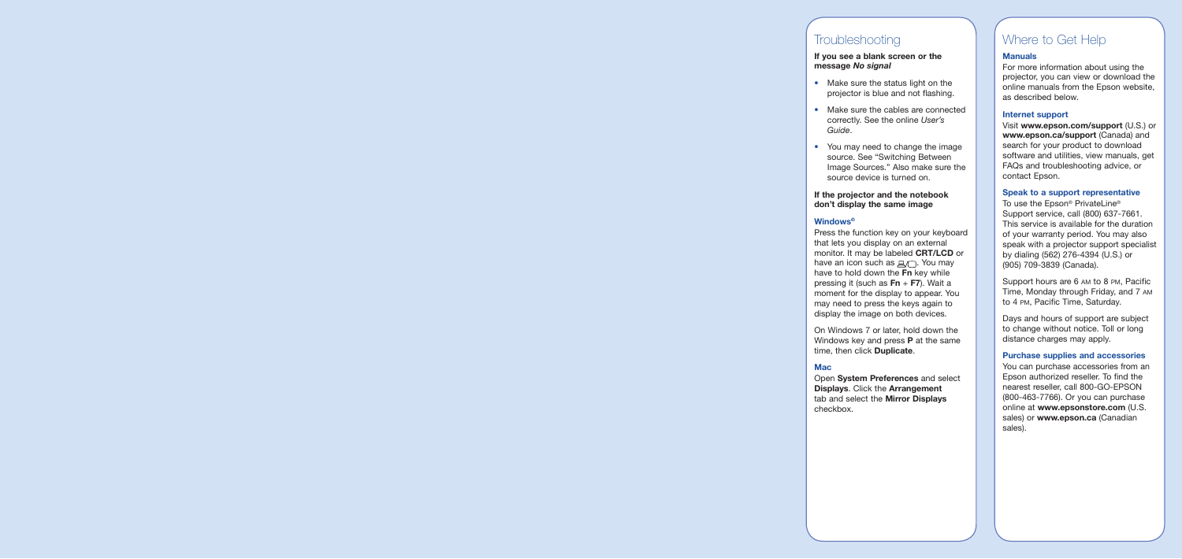## Troubleshooting

**If you see a blank screen or the message *No signal***

- Make sure the status light on the projector is blue and not flashing.
- Make sure the cables are connected correctly. See the online *User's Guide*.
- You may need to change the image source. See "Switching Between Image Sources." Also make sure the source device is turned on.

**If the projector and the notebook don't display the same image**

### Windows®

Press the function key on your keyboard that lets you display on an external monitor. It may be labeled **CRT/LCD** or have an icon such as ⎚/▭. You may have to hold down the **Fn** key while pressing it (such as **Fn** + **F7**). Wait a moment for the display to appear. You may need to press the keys again to display the image on both devices.

On Windows 7 or later, hold down the Windows key and press **P** at the same time, then click **Duplicate**.

### Mac

Open **System Preferences** and select **Displays**. Click the **Arrangement** tab and select the **Mirror Displays** checkbox.

## Where to Get Help

### Manuals

For more information about using the projector, you can view or download the online manuals from the Epson website, as described below.

### Internet support

Visit **www.epson.com/support** (U.S.) or **www.epson.ca/support** (Canada) and search for your product to download software and utilities, view manuals, get FAQs and troubleshooting advice, or contact Epson.

### Speak to a support representative

To use the Epson® PrivateLine® Support service, call (800) 637-7661. This service is available for the duration of your warranty period. You may also speak with a projector support specialist by dialing (562) 276-4394 (U.S.) or (905) 709-3839 (Canada).

Support hours are 6 AM to 8 PM, Pacific Time, Monday through Friday, and 7 AM to 4 PM, Pacific Time, Saturday.

Days and hours of support are subject to change without notice. Toll or long distance charges may apply.

### Purchase supplies and accessories

You can purchase accessories from an Epson authorized reseller. To find the nearest reseller, call 800-GO-EPSON (800-463-7766). Or you can purchase online at **www.epsonstore.com** (U.S. sales) or **www.epson.ca** (Canadian sales).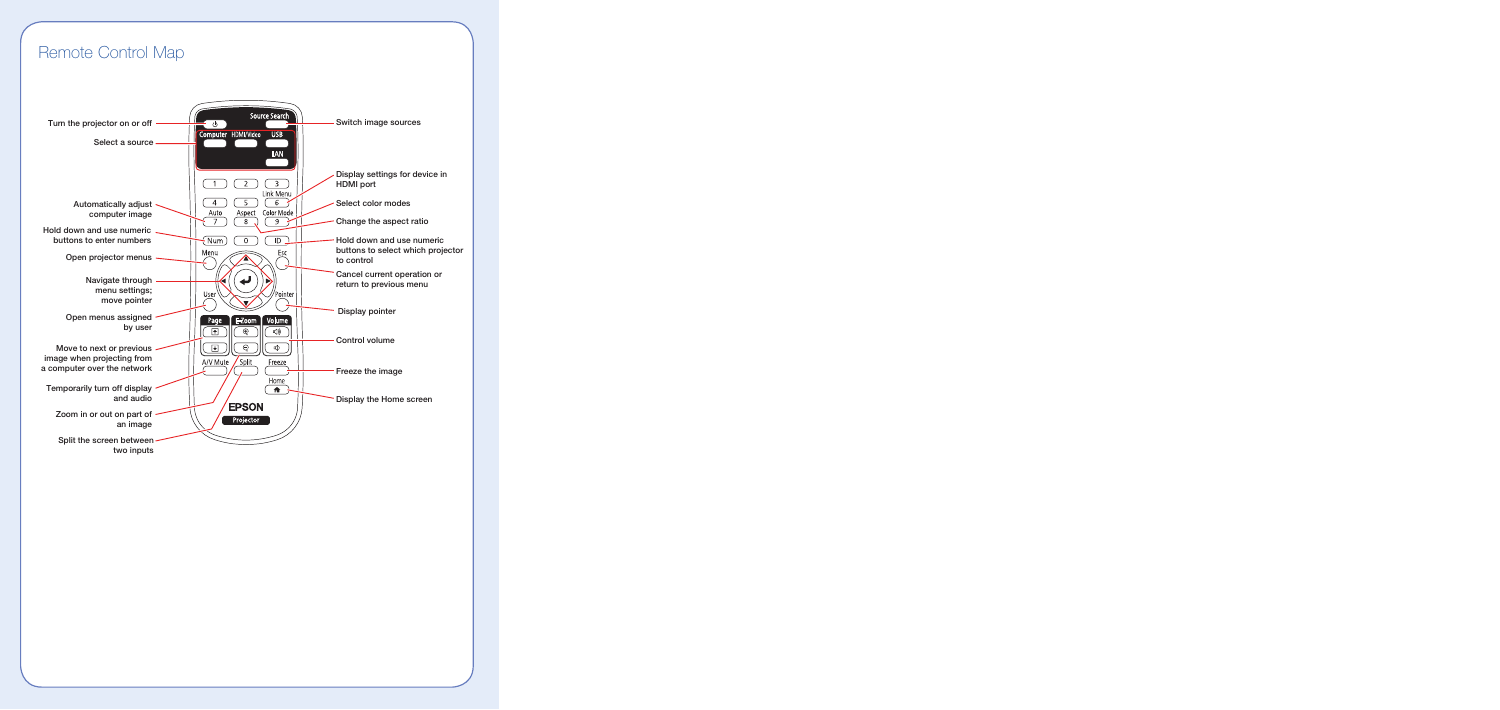## Remote Control Map

- Turn the projector on or off
- Select a source
- Automatically adjust computer image
- Hold down and use numeric buttons to enter numbers
- Open projector menus
- Navigate through menu settings; move pointer
- Open menus assigned by user
- Move to next or previous image when projecting from a computer over the network
- Temporarily turn off display and audio
- Zoom in or out on part of an image
- Split the screen between two inputs
- Switch image sources
- Display settings for device in HDMI port
- Select color modes
- Change the aspect ratio
- Hold down and use numeric buttons to select which projector to control
- Cancel current operation or return to previous menu
- Display pointer
- Control volume
- Freeze the image
- Display the Home screen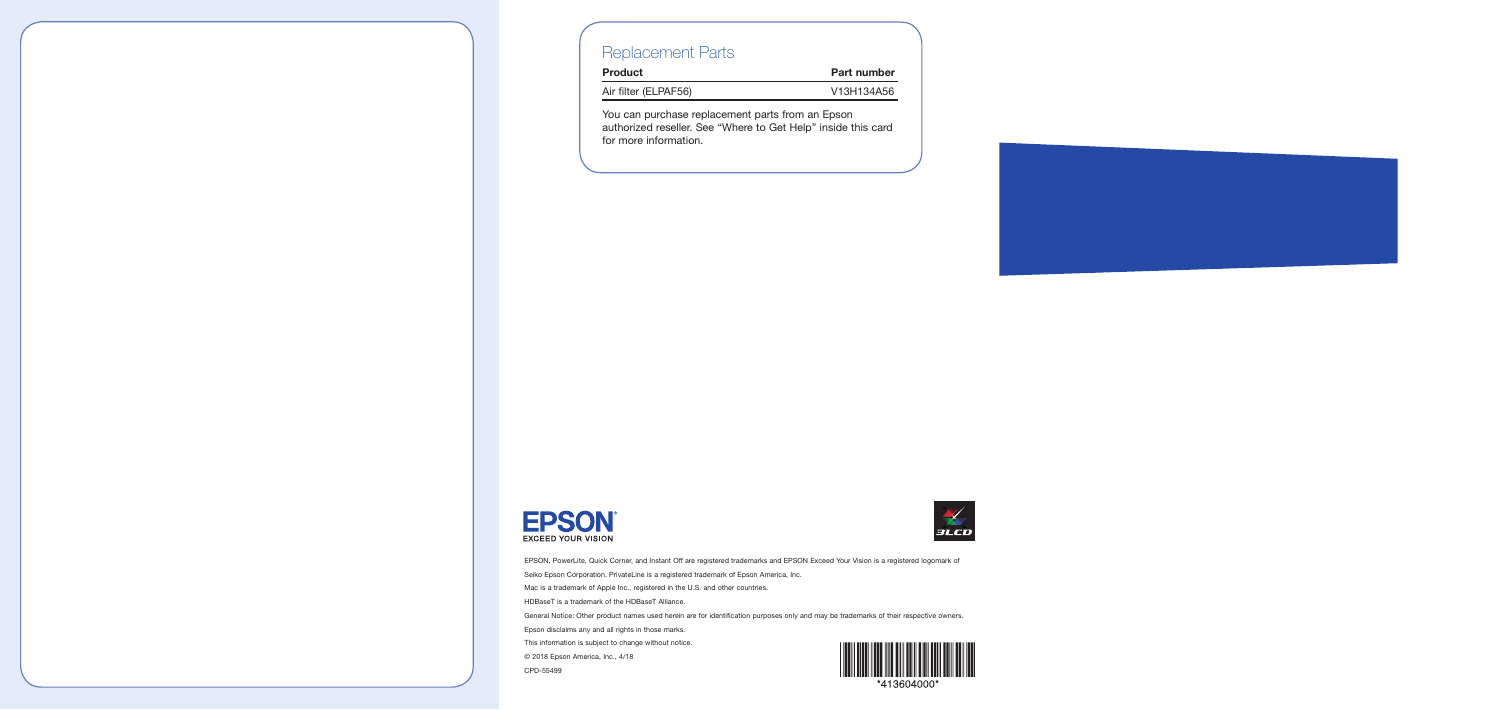## Replacement Parts

| Product | Part number |
|---|---|
| Air filter (ELPAF56) | V13H134A56 |

You can purchase replacement parts from an Epson authorized reseller. See "Where to Get Help" inside this card for more information.

EPSON, PowerLite, Quick Corner, and Instant Off are registered trademarks and EPSON Exceed Your Vision is a registered logomark of Seiko Epson Corporation. PrivateLine is a registered trademark of Epson America, Inc.

Mac is a trademark of Apple Inc., registered in the U.S. and other countries.

HDBaseT is a trademark of the HDBaseT Alliance.

General Notice: Other product names used herein are for identification purposes only and may be trademarks of their respective owners. Epson disclaims any and all rights in those marks.

This information is subject to change without notice.

© 2018 Epson America, Inc., 4/18

CPD-55499

*413604000*